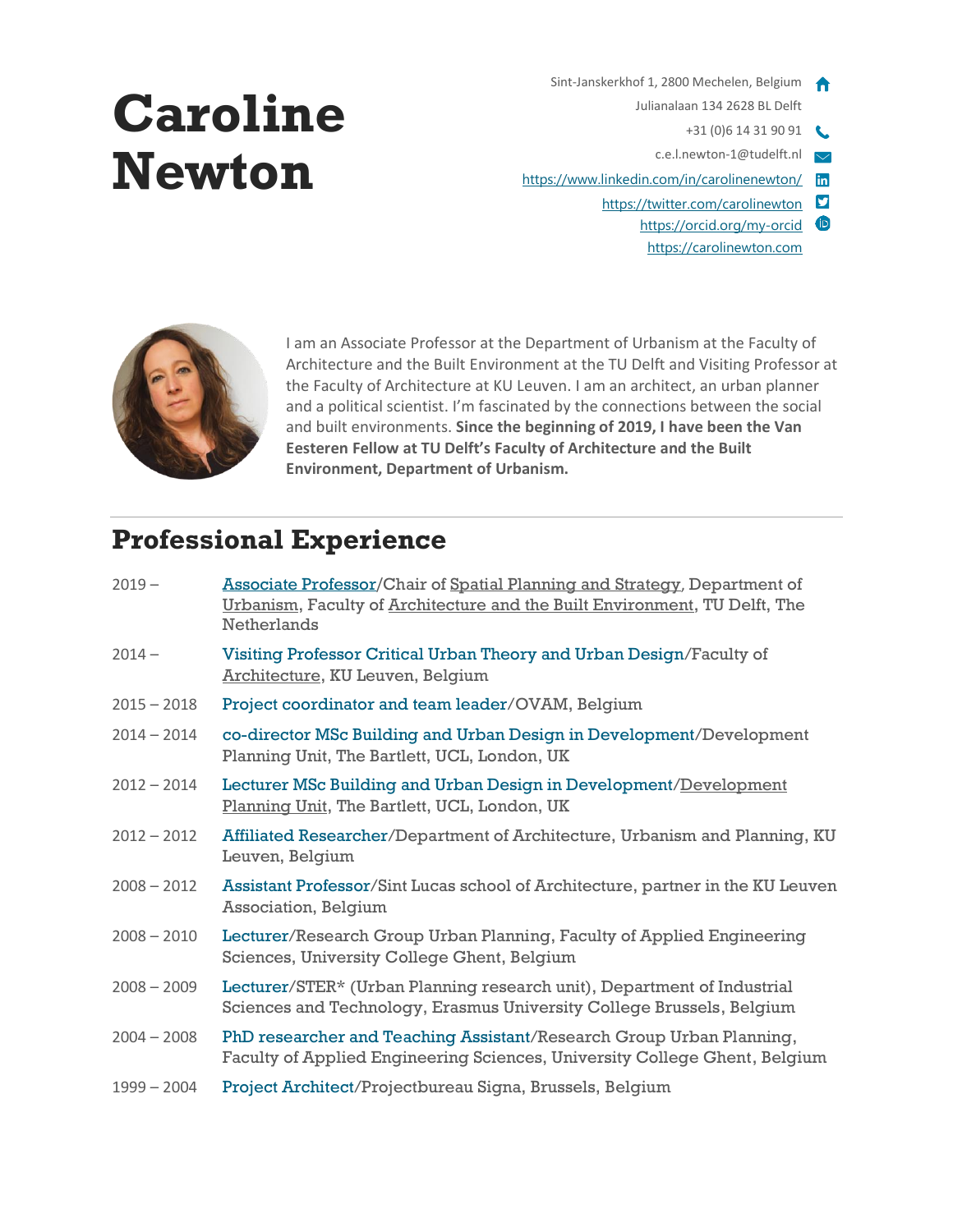# Caroline Newton

Sint-Janskerkhof 1, 2800 Mechelen, Belgium
Julianalaan 134 2628 BL Delft
+31 (0)6 14 31 90 91
c.e.l.newton-1@tudelft.nl
https://www.linkedin.com/in/carolinenewton/
https://twitter.com/carolinewton
https://orcid.org/my-orcid
https://carolinewton.com

I am an Associate Professor at the Department of Urbanism at the Faculty of Architecture and the Built Environment at the TU Delft and Visiting Professor at the Faculty of Architecture at KU Leuven. I am an architect, an urban planner and a political scientist. I'm fascinated by the connections between the social and built environments. **Since the beginning of 2019, I have been the Van Eesteren Fellow at TU Delft's Faculty of Architecture and the Built Environment, Department of Urbanism.**

## Professional Experience

| | |
|---|---|
| 2019 – | Associate Professor/Chair of Spatial Planning and Strategy, Department of Urbanism, Faculty of Architecture and the Built Environment, TU Delft, The Netherlands |
| 2014 – | Visiting Professor Critical Urban Theory and Urban Design/Faculty of Architecture, KU Leuven, Belgium |
| 2015 – 2018 | Project coordinator and team leader/OVAM, Belgium |
| 2014 – 2014 | co-director MSc Building and Urban Design in Development/Development Planning Unit, The Bartlett, UCL, London, UK |
| 2012 – 2014 | Lecturer MSc Building and Urban Design in Development/Development Planning Unit, The Bartlett, UCL, London, UK |
| 2012 – 2012 | Affiliated Researcher/Department of Architecture, Urbanism and Planning, KU Leuven, Belgium |
| 2008 – 2012 | Assistant Professor/Sint Lucas school of Architecture, partner in the KU Leuven Association, Belgium |
| 2008 – 2010 | Lecturer/Research Group Urban Planning, Faculty of Applied Engineering Sciences, University College Ghent, Belgium |
| 2008 – 2009 | Lecturer/STER* (Urban Planning research unit), Department of Industrial Sciences and Technology, Erasmus University College Brussels, Belgium |
| 2004 – 2008 | PhD researcher and Teaching Assistant/Research Group Urban Planning, Faculty of Applied Engineering Sciences, University College Ghent, Belgium |
| 1999 – 2004 | Project Architect/Projectbureau Signa, Brussels, Belgium |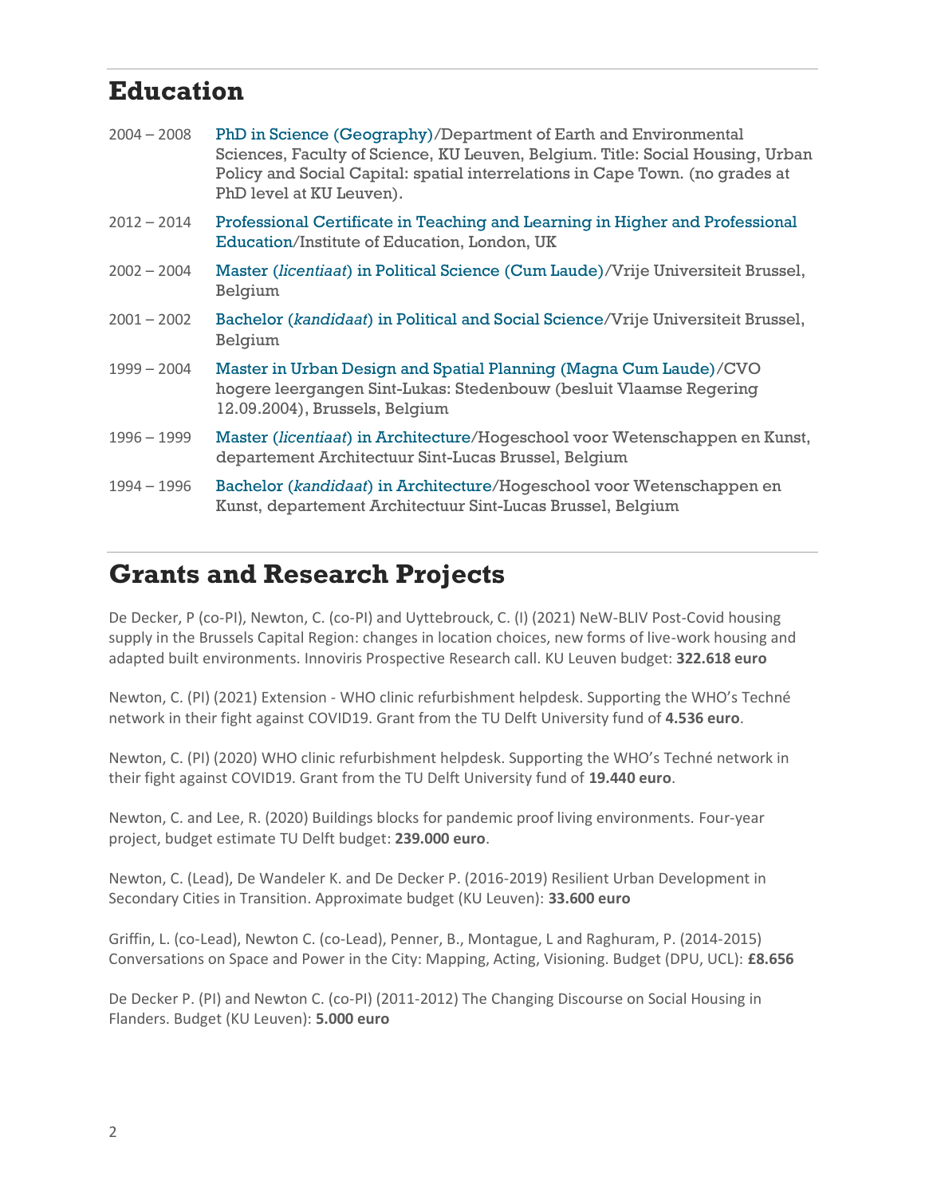## Education

2004 – 2008 PhD in Science (Geography)/Department of Earth and Environmental Sciences, Faculty of Science, KU Leuven, Belgium. Title: Social Housing, Urban Policy and Social Capital: spatial interrelations in Cape Town. (no grades at PhD level at KU Leuven).

2012 – 2014 Professional Certificate in Teaching and Learning in Higher and Professional Education/Institute of Education, London, UK

2002 – 2004 Master (*licentiaat*) in Political Science (Cum Laude)/Vrije Universiteit Brussel, Belgium

2001 – 2002 Bachelor (*kandidaat*) in Political and Social Science/Vrije Universiteit Brussel, Belgium

1999 – 2004 Master in Urban Design and Spatial Planning (Magna Cum Laude)/CVO hogere leergangen Sint-Lukas: Stedenbouw (besluit Vlaamse Regering 12.09.2004), Brussels, Belgium

1996 – 1999 Master (*licentiaat*) in Architecture/Hogeschool voor Wetenschappen en Kunst, departement Architectuur Sint-Lucas Brussel, Belgium

1994 – 1996 Bachelor (*kandidaat*) in Architecture/Hogeschool voor Wetenschappen en Kunst, departement Architectuur Sint-Lucas Brussel, Belgium

## Grants and Research Projects

De Decker, P (co-PI), Newton, C. (co-PI) and Uyttebrouck, C. (I) (2021) NeW-BLIV Post-Covid housing supply in the Brussels Capital Region: changes in location choices, new forms of live-work housing and adapted built environments. Innoviris Prospective Research call. KU Leuven budget: **322.618 euro**

Newton, C. (PI) (2021) Extension - WHO clinic refurbishment helpdesk. Supporting the WHO's Techné network in their fight against COVID19. Grant from the TU Delft University fund of **4.536 euro**.

Newton, C. (PI) (2020) WHO clinic refurbishment helpdesk. Supporting the WHO's Techné network in their fight against COVID19. Grant from the TU Delft University fund of **19.440 euro**.

Newton, C. and Lee, R. (2020) Buildings blocks for pandemic proof living environments. Four-year project, budget estimate TU Delft budget: **239.000 euro**.

Newton, C. (Lead), De Wandeler K. and De Decker P. (2016-2019) Resilient Urban Development in Secondary Cities in Transition. Approximate budget (KU Leuven): **33.600 euro**

Griffin, L. (co-Lead), Newton C. (co-Lead), Penner, B., Montague, L and Raghuram, P. (2014-2015) Conversations on Space and Power in the City: Mapping, Acting, Visioning. Budget (DPU, UCL): **£8.656**

De Decker P. (PI) and Newton C. (co-PI) (2011-2012) The Changing Discourse on Social Housing in Flanders. Budget (KU Leuven): **5.000 euro**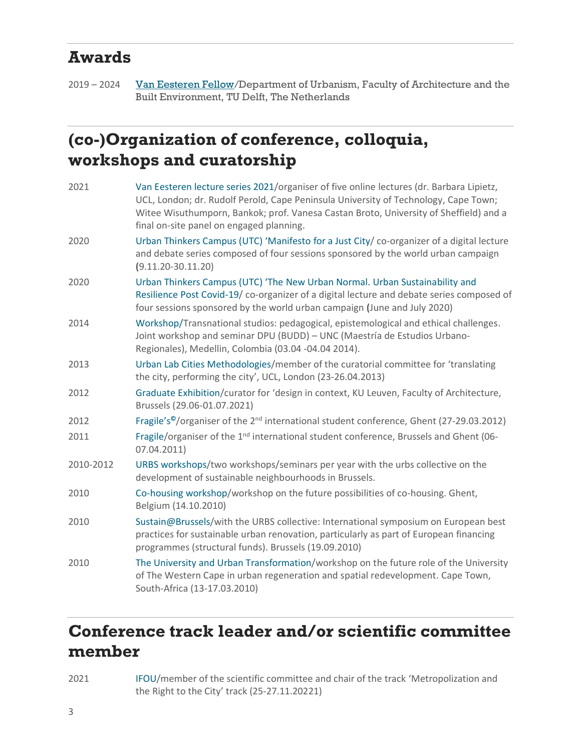## Awards

2019 – 2024 Van Eesteren Fellow/Department of Urbanism, Faculty of Architecture and the Built Environment, TU Delft, The Netherlands

## (co-)Organization of conference, colloquia, workshops and curatorship

| | |
|---|---|
| 2021 | Van Eesteren lecture series 2021/organiser of five online lectures (dr. Barbara Lipietz, UCL, London; dr. Rudolf Perold, Cape Peninsula University of Technology, Cape Town; Witee Wisuthumporn, Bankok; prof. Vanesa Castan Broto, University of Sheffield) and a final on-site panel on engaged planning. |
| 2020 | Urban Thinkers Campus (UTC) 'Manifesto for a Just City/ co-organizer of a digital lecture and debate series composed of four sessions sponsored by the world urban campaign (9.11.20-30.11.20) |
| 2020 | Urban Thinkers Campus (UTC) 'The New Urban Normal. Urban Sustainability and Resilience Post Covid-19/ co-organizer of a digital lecture and debate series composed of four sessions sponsored by the world urban campaign (June and July 2020) |
| 2014 | Workshop/Transnational studios: pedagogical, epistemological and ethical challenges. Joint workshop and seminar DPU (BUDD) – UNC (Maestría de Estudios Urbano-Regionales), Medellin, Colombia (03.04 -04.04 2014). |
| 2013 | Urban Lab Cities Methodologies/member of the curatorial committee for 'translating the city, performing the city', UCL, London (23-26.04.2013) |
| 2012 | Graduate Exhibition/curator for 'design in context, KU Leuven, Faculty of Architecture, Brussels (29.06-01.07.2021) |
| 2012 | Fragile's©/organiser of the 2nd international student conference, Ghent (27-29.03.2012) |
| 2011 | Fragile/organiser of the 1nd international student conference, Brussels and Ghent (06-07.04.2011) |
| 2010-2012 | URBS workshops/two workshops/seminars per year with the urbs collective on the development of sustainable neighbourhoods in Brussels. |
| 2010 | Co-housing workshop/workshop on the future possibilities of co-housing. Ghent, Belgium (14.10.2010) |
| 2010 | Sustain@Brussels/with the URBS collective: International symposium on European best practices for sustainable urban renovation, particularly as part of European financing programmes (structural funds). Brussels (19.09.2010) |
| 2010 | The University and Urban Transformation/workshop on the future role of the University of The Western Cape in urban regeneration and spatial redevelopment. Cape Town, South-Africa (13-17.03.2010) |

## Conference track leader and/or scientific committee member

| | |
|---|---|
| 2021 | IFOU/member of the scientific committee and chair of the track 'Metropolization and the Right to the City' track (25-27.11.20221) |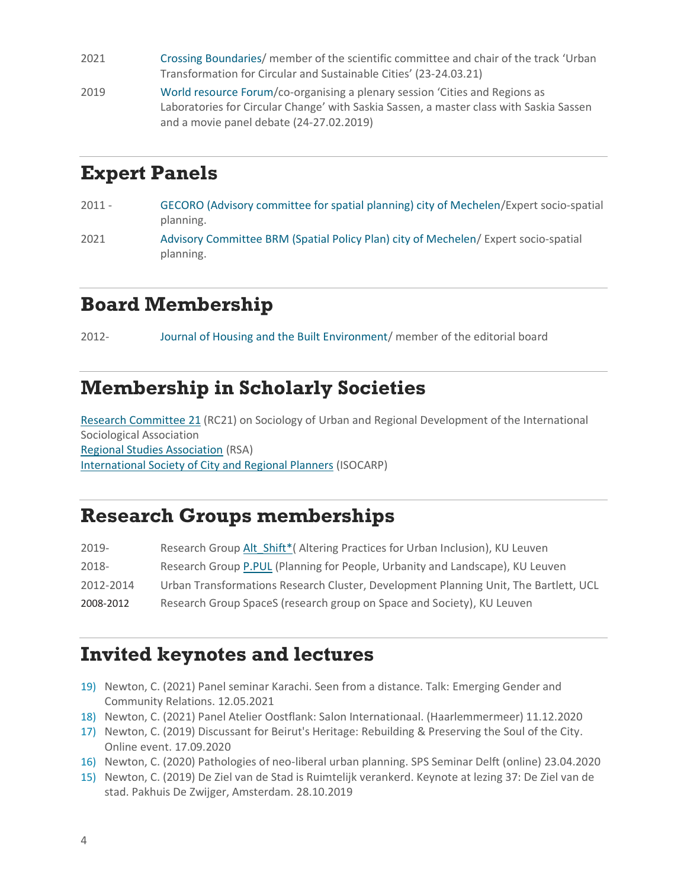2021 Crossing Boundaries/ member of the scientific committee and chair of the track 'Urban Transformation for Circular and Sustainable Cities' (23-24.03.21)

2019 World resource Forum/co-organising a plenary session 'Cities and Regions as Laboratories for Circular Change' with Saskia Sassen, a master class with Saskia Sassen and a movie panel debate (24-27.02.2019)

## Expert Panels

2011 - GECORO (Advisory committee for spatial planning) city of Mechelen/Expert socio-spatial planning.

2021 Advisory Committee BRM (Spatial Policy Plan) city of Mechelen/ Expert socio-spatial planning.

## Board Membership

2012- Journal of Housing and the Built Environment/ member of the editorial board

## Membership in Scholarly Societies

Research Committee 21 (RC21) on Sociology of Urban and Regional Development of the International Sociological Association
Regional Studies Association (RSA)
International Society of City and Regional Planners (ISOCARP)

## Research Groups memberships

2019- Research Group Alt_Shift*( Altering Practices for Urban Inclusion), KU Leuven

2018- Research Group P.PUL (Planning for People, Urbanity and Landscape), KU Leuven

2012-2014 Urban Transformations Research Cluster, Development Planning Unit, The Bartlett, UCL

2008-2012 Research Group SpaceS (research group on Space and Society), KU Leuven

## Invited keynotes and lectures

19) Newton, C. (2021) Panel seminar Karachi. Seen from a distance. Talk: Emerging Gender and Community Relations. 12.05.2021
18) Newton, C. (2021) Panel Atelier Oostflank: Salon Internationaal. (Haarlemmermeer) 11.12.2020
17) Newton, C. (2019) Discussant for Beirut's Heritage: Rebuilding & Preserving the Soul of the City. Online event. 17.09.2020
16) Newton, C. (2020) Pathologies of neo-liberal urban planning. SPS Seminar Delft (online) 23.04.2020
15) Newton, C. (2019) De Ziel van de Stad is Ruimtelijk verankerd. Keynote at lezing 37: De Ziel van de stad. Pakhuis De Zwijger, Amsterdam. 28.10.2019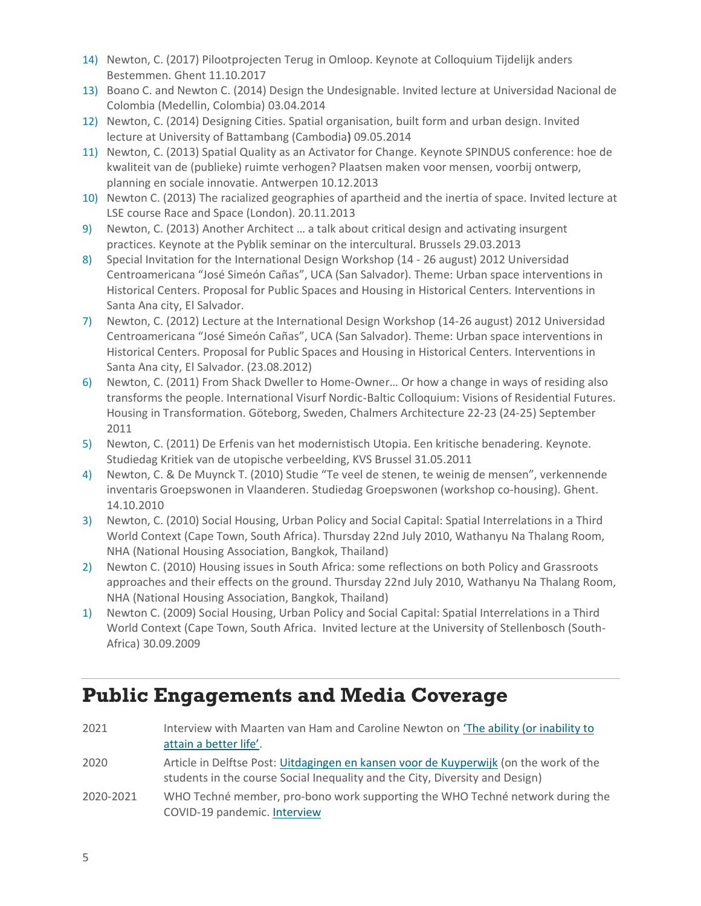14) Newton, C. (2017) Pilootprojecten Terug in Omloop. Keynote at Colloquium Tijdelijk anders Bestemmen. Ghent 11.10.2017
13) Boano C. and Newton C. (2014) Design the Undesignable. Invited lecture at Universidad Nacional de Colombia (Medellin, Colombia) 03.04.2014
12) Newton, C. (2014) Designing Cities. Spatial organisation, built form and urban design. Invited lecture at University of Battambang (Cambodia**)** 09.05.2014
11) Newton, C. (2013) Spatial Quality as an Activator for Change. Keynote SPINDUS conference: hoe de kwaliteit van de (publieke) ruimte verhogen? Plaatsen maken voor mensen, voorbij ontwerp, planning en sociale innovatie. Antwerpen 10.12.2013
10) Newton C. (2013) The racialized geographies of apartheid and the inertia of space. Invited lecture at LSE course Race and Space (London). 20.11.2013
9) Newton, C. (2013) Another Architect … a talk about critical design and activating insurgent practices. Keynote at the Pyblik seminar on the intercultural. Brussels 29.03.2013
8) Special Invitation for the International Design Workshop (14 - 26 august) 2012 Universidad Centroamericana "José Simeón Cañas", UCA (San Salvador). Theme: Urban space interventions in Historical Centers. Proposal for Public Spaces and Housing in Historical Centers. Interventions in Santa Ana city, El Salvador.
7) Newton, C. (2012) Lecture at the International Design Workshop (14-26 august) 2012 Universidad Centroamericana "José Simeón Cañas", UCA (San Salvador). Theme: Urban space interventions in Historical Centers. Proposal for Public Spaces and Housing in Historical Centers. Interventions in Santa Ana city, El Salvador. (23.08.2012)
6) Newton, C. (2011) From Shack Dweller to Home-Owner… Or how a change in ways of residing also transforms the people. International Visurf Nordic-Baltic Colloquium: Visions of Residential Futures. Housing in Transformation. Göteborg, Sweden, Chalmers Architecture 22-23 (24-25) September 2011
5) Newton, C. (2011) De Erfenis van het modernistisch Utopia. Een kritische benadering. Keynote. Studiedag Kritiek van de utopische verbeelding, KVS Brussel 31.05.2011
4) Newton, C. & De Muynck T. (2010) Studie "Te veel de stenen, te weinig de mensen", verkennende inventaris Groepswonen in Vlaanderen. Studiedag Groepswonen (workshop co-housing). Ghent. 14.10.2010
3) Newton, C. (2010) Social Housing, Urban Policy and Social Capital: Spatial Interrelations in a Third World Context (Cape Town, South Africa). Thursday 22nd July 2010, Wathanyu Na Thalang Room, NHA (National Housing Association, Bangkok, Thailand)
2) Newton C. (2010) Housing issues in South Africa: some reflections on both Policy and Grassroots approaches and their effects on the ground. Thursday 22nd July 2010, Wathanyu Na Thalang Room, NHA (National Housing Association, Bangkok, Thailand)
1) Newton C. (2009) Social Housing, Urban Policy and Social Capital: Spatial Interrelations in a Third World Context (Cape Town, South Africa. Invited lecture at the University of Stellenbosch (South-Africa) 30.09.2009

## Public Engagements and Media Coverage

| | |
|---|---|
| 2021 | Interview with Maarten van Ham and Caroline Newton on 'The ability (or inability to attain a better life'. |
| 2020 | Article in Delftse Post: Uitdagingen en kansen voor de Kuyperwijk (on the work of the students in the course Social Inequality and the City, Diversity and Design) |
| 2020-2021 | WHO Techné member, pro-bono work supporting the WHO Techné network during the COVID-19 pandemic. Interview |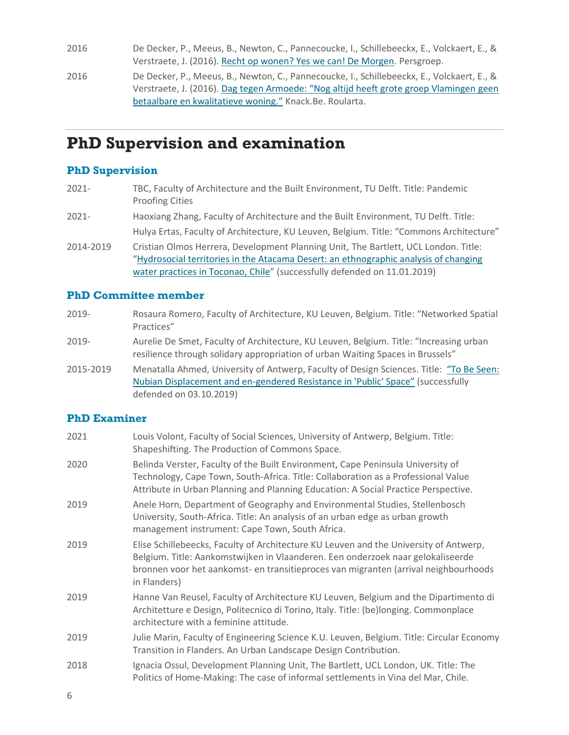| | |
|---|---|
| 2016 | De Decker, P., Meeus, B., Newton, C., Pannecoucke, I., Schillebeeckx, E., Volckaert, E., & Verstraete, J. (2016). Recht op wonen? Yes we can! De Morgen. Persgroep. |
| 2016 | De Decker, P., Meeus, B., Newton, C., Pannecoucke, I., Schillebeeckx, E., Volckaert, E., & Verstraete, J. (2016). Dag tegen Armoede: "Nog altijd heeft grote groep Vlamingen geen betaalbare en kwalitatieve woning." Knack.Be. Roularta. |

# PhD Supervision and examination

## PhD Supervision

| | |
|---|---|
| 2021- | TBC, Faculty of Architecture and the Built Environment, TU Delft. Title: Pandemic Proofing Cities |
| 2021- | Haoxiang Zhang, Faculty of Architecture and the Built Environment, TU Delft. Title: |
| | Hulya Ertas, Faculty of Architecture, KU Leuven, Belgium. Title: "Commons Architecture" |
| 2014-2019 | Cristian Olmos Herrera, Development Planning Unit, The Bartlett, UCL London. Title: "Hydrosocial territories in the Atacama Desert: an ethnographic analysis of changing water practices in Toconao, Chile" (successfully defended on 11.01.2019) |

## PhD Committee member

| | |
|---|---|
| 2019- | Rosaura Romero, Faculty of Architecture, KU Leuven, Belgium. Title: "Networked Spatial Practices" |
| 2019- | Aurelie De Smet, Faculty of Architecture, KU Leuven, Belgium. Title: "Increasing urban resilience through solidary appropriation of urban Waiting Spaces in Brussels" |
| 2015-2019 | Menatalla Ahmed, University of Antwerp, Faculty of Design Sciences. Title: "To Be Seen: Nubian Displacement and en-gendered Resistance in 'Public' Space" (successfully defended on 03.10.2019) |

## PhD Examiner

| | |
|---|---|
| 2021 | Louis Volont, Faculty of Social Sciences, University of Antwerp, Belgium. Title: Shapeshifting. The Production of Commons Space. |
| 2020 | Belinda Verster, Faculty of the Built Environment, Cape Peninsula University of Technology, Cape Town, South-Africa. Title: Collaboration as a Professional Value Attribute in Urban Planning and Planning Education: A Social Practice Perspective. |
| 2019 | Anele Horn, Department of Geography and Environmental Studies, Stellenbosch University, South-Africa. Title: An analysis of an urban edge as urban growth management instrument: Cape Town, South Africa. |
| 2019 | Elise Schillebeecks, Faculty of Architecture KU Leuven and the University of Antwerp, Belgium. Title: Aankomstwijken in Vlaanderen. Een onderzoek naar gelokaliseerde bronnen voor het aankomst- en transitieproces van migranten (arrival neighbourhoods in Flanders) |
| 2019 | Hanne Van Reusel, Faculty of Architecture KU Leuven, Belgium and the Dipartimento di Architetture e Design, Politecnico di Torino, Italy. Title: (be)longing. Commonplace architecture with a feminine attitude. |
| 2019 | Julie Marin, Faculty of Engineering Science K.U. Leuven, Belgium. Title: Circular Economy Transition in Flanders. An Urban Landscape Design Contribution. |
| 2018 | Ignacia Ossul, Development Planning Unit, The Bartlett, UCL London, UK. Title: The Politics of Home-Making: The case of informal settlements in Vina del Mar, Chile. |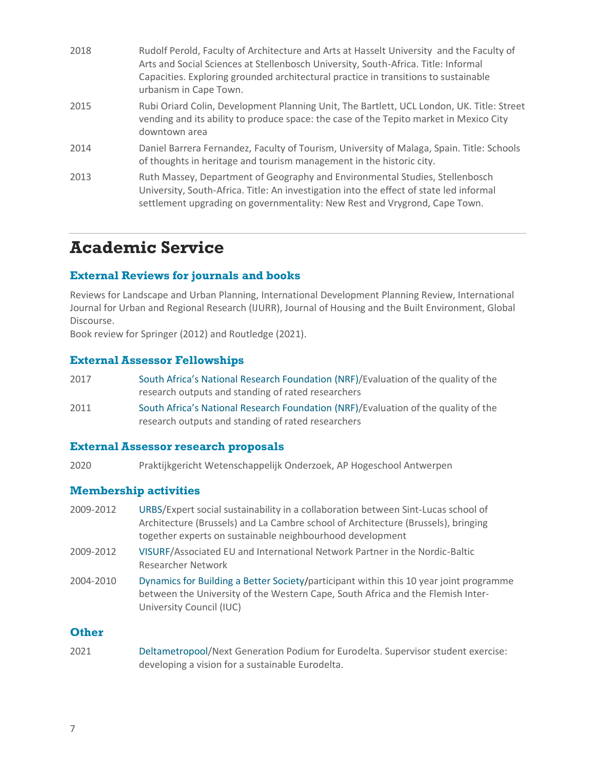| | |
|---|---|
| 2018 | Rudolf Perold, Faculty of Architecture and Arts at Hasselt University and the Faculty of Arts and Social Sciences at Stellenbosch University, South-Africa. Title: Informal Capacities. Exploring grounded architectural practice in transitions to sustainable urbanism in Cape Town. |
| 2015 | Rubi Oriard Colin, Development Planning Unit, The Bartlett, UCL London, UK. Title: Street vending and its ability to produce space: the case of the Tepito market in Mexico City downtown area |
| 2014 | Daniel Barrera Fernandez, Faculty of Tourism, University of Malaga, Spain. Title: Schools of thoughts in heritage and tourism management in the historic city. |
| 2013 | Ruth Massey, Department of Geography and Environmental Studies, Stellenbosch University, South-Africa. Title: An investigation into the effect of state led informal settlement upgrading on governmentality: New Rest and Vrygrond, Cape Town. |

# Academic Service

## External Reviews for journals and books

Reviews for Landscape and Urban Planning, International Development Planning Review, International Journal for Urban and Regional Research (IJURR), Journal of Housing and the Built Environment, Global Discourse.
Book review for Springer (2012) and Routledge (2021).

## External Assessor Fellowships

| | |
|---|---|
| 2017 | South Africa's National Research Foundation (NRF)/Evaluation of the quality of the research outputs and standing of rated researchers |
| 2011 | South Africa's National Research Foundation (NRF)/Evaluation of the quality of the research outputs and standing of rated researchers |

## External Assessor research proposals

| | |
|---|---|
| 2020 | Praktijkgericht Wetenschappelijk Onderzoek, AP Hogeschool Antwerpen |

## Membership activities

| | |
|---|---|
| 2009-2012 | URBS/Expert social sustainability in a collaboration between Sint-Lucas school of Architecture (Brussels) and La Cambre school of Architecture (Brussels), bringing together experts on sustainable neighbourhood development |
| 2009-2012 | VISURF/Associated EU and International Network Partner in the Nordic-Baltic Researcher Network |
| 2004-2010 | Dynamics for Building a Better Society/participant within this 10 year joint programme between the University of the Western Cape, South Africa and the Flemish Inter-University Council (IUC) |

## Other

| | |
|---|---|
| 2021 | Deltametropool/Next Generation Podium for Eurodelta. Supervisor student exercise: developing a vision for a sustainable Eurodelta. |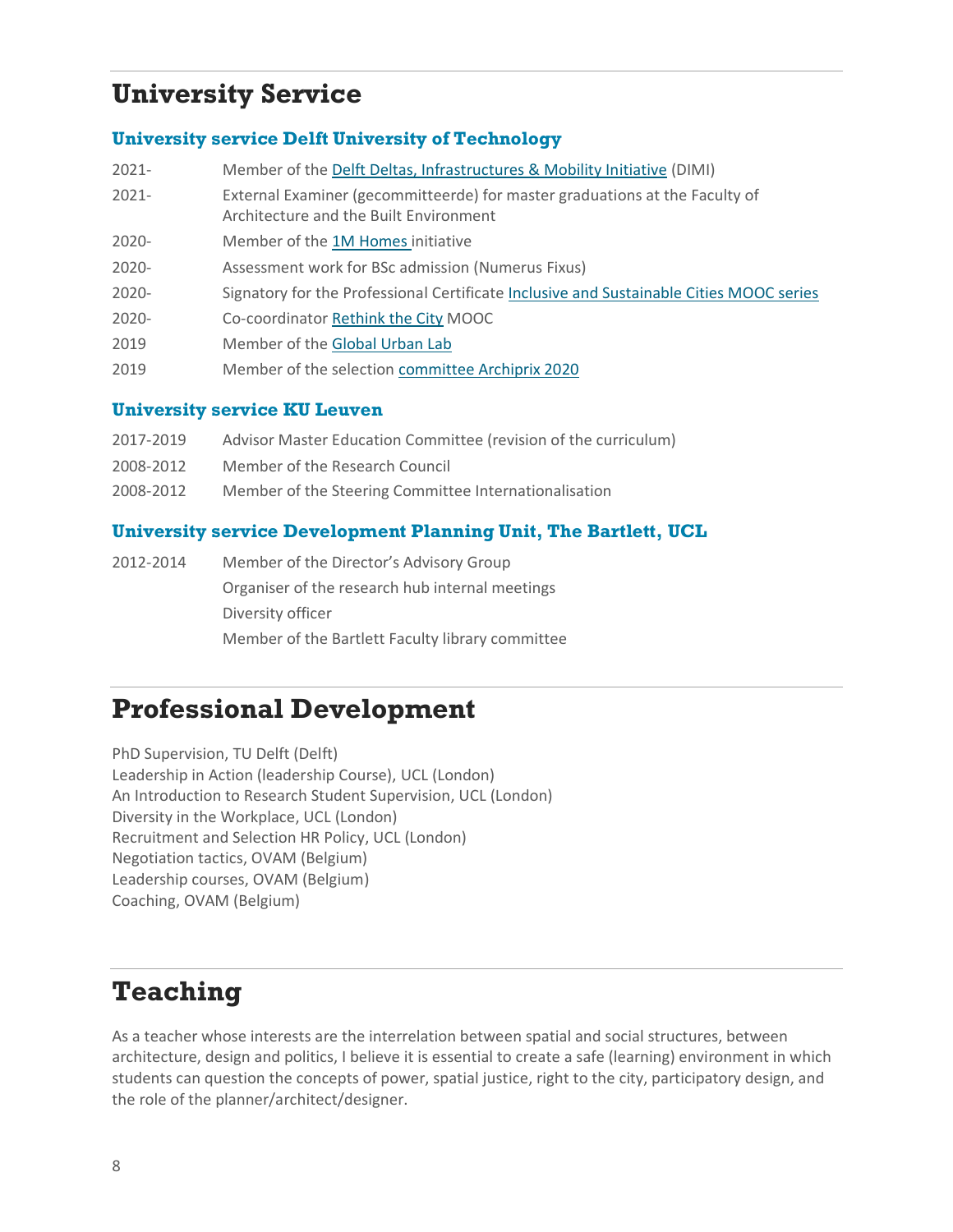# University Service

### University service Delft University of Technology

| | |
|---|---|
| 2021- | Member of the Delft Deltas, Infrastructures & Mobility Initiative (DIMI) |
| 2021- | External Examiner (gecommitteerde) for master graduations at the Faculty of Architecture and the Built Environment |
| 2020- | Member of the 1M Homes initiative |
| 2020- | Assessment work for BSc admission (Numerus Fixus) |
| 2020- | Signatory for the Professional Certificate Inclusive and Sustainable Cities MOOC series |
| 2020- | Co-coordinator Rethink the City MOOC |
| 2019 | Member of the Global Urban Lab |
| 2019 | Member of the selection committee Archiprix 2020 |

### University service KU Leuven

| | |
|---|---|
| 2017-2019 | Advisor Master Education Committee (revision of the curriculum) |
| 2008-2012 | Member of the Research Council |
| 2008-2012 | Member of the Steering Committee Internationalisation |

### University service Development Planning Unit, The Bartlett, UCL

| | |
|---|---|
| 2012-2014 | Member of the Director's Advisory Group |
| | Organiser of the research hub internal meetings |
| | Diversity officer |
| | Member of the Bartlett Faculty library committee |

# Professional Development

PhD Supervision, TU Delft (Delft)
Leadership in Action (leadership Course), UCL (London)
An Introduction to Research Student Supervision, UCL (London)
Diversity in the Workplace, UCL (London)
Recruitment and Selection HR Policy, UCL (London)
Negotiation tactics, OVAM (Belgium)
Leadership courses, OVAM (Belgium)
Coaching, OVAM (Belgium)

# Teaching

As a teacher whose interests are the interrelation between spatial and social structures, between architecture, design and politics, I believe it is essential to create a safe (learning) environment in which students can question the concepts of power, spatial justice, right to the city, participatory design, and the role of the planner/architect/designer.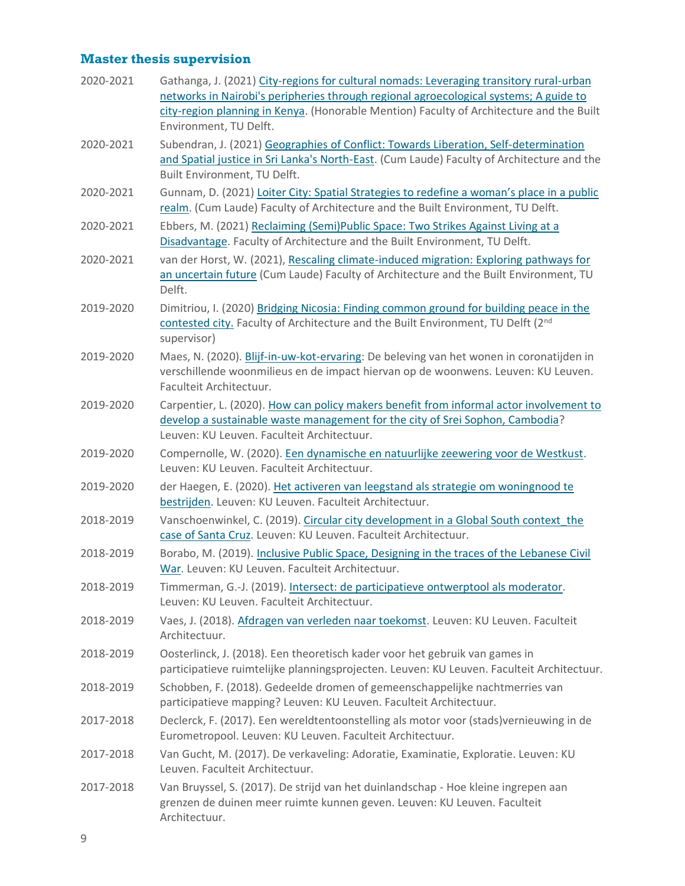## Master thesis supervision

2020-2021 Gathanga, J. (2021) City-regions for cultural nomads: Leveraging transitory rural-urban networks in Nairobi's peripheries through regional agroecological systems; A guide to city-region planning in Kenya. (Honorable Mention) Faculty of Architecture and the Built Environment, TU Delft.

2020-2021 Subendran, J. (2021) Geographies of Conflict: Towards Liberation, Self-determination and Spatial justice in Sri Lanka's North-East. (Cum Laude) Faculty of Architecture and the Built Environment, TU Delft.

2020-2021 Gunnam, D. (2021) Loiter City: Spatial Strategies to redefine a woman's place in a public realm. (Cum Laude) Faculty of Architecture and the Built Environment, TU Delft.

2020-2021 Ebbers, M. (2021) Reclaiming (Semi)Public Space: Two Strikes Against Living at a Disadvantage. Faculty of Architecture and the Built Environment, TU Delft.

2020-2021 van der Horst, W. (2021), Rescaling climate-induced migration: Exploring pathways for an uncertain future (Cum Laude) Faculty of Architecture and the Built Environment, TU Delft.

2019-2020 Dimitriou, I. (2020) Bridging Nicosia: Finding common ground for building peace in the contested city. Faculty of Architecture and the Built Environment, TU Delft (2nd supervisor)

2019-2020 Maes, N. (2020). Blijf-in-uw-kot-ervaring: De beleving van het wonen in coronatijden in verschillende woonmilieus en de impact hiervan op de woonwens. Leuven: KU Leuven. Faculteit Architectuur.

2019-2020 Carpentier, L. (2020). How can policy makers benefit from informal actor involvement to develop a sustainable waste management for the city of Srei Sophon, Cambodia? Leuven: KU Leuven. Faculteit Architectuur.

2019-2020 Compernolle, W. (2020). Een dynamische en natuurlijke zeewering voor de Westkust. Leuven: KU Leuven. Faculteit Architectuur.

2019-2020 der Haegen, E. (2020). Het activeren van leegstand als strategie om woningnood te bestrijden. Leuven: KU Leuven. Faculteit Architectuur.

2018-2019 Vanschoenwinkel, C. (2019). Circular city development in a Global South context_the case of Santa Cruz. Leuven: KU Leuven. Faculteit Architectuur.

2018-2019 Borabo, M. (2019). Inclusive Public Space, Designing in the traces of the Lebanese Civil War. Leuven: KU Leuven. Faculteit Architectuur.

2018-2019 Timmerman, G.-J. (2019). Intersect: de participatieve ontwerptool als moderator. Leuven: KU Leuven. Faculteit Architectuur.

2018-2019 Vaes, J. (2018). Afdragen van verleden naar toekomst. Leuven: KU Leuven. Faculteit Architectuur.

2018-2019 Oosterlinck, J. (2018). Een theoretisch kader voor het gebruik van games in participatieve ruimtelijke planningsprojecten. Leuven: KU Leuven. Faculteit Architectuur.

2018-2019 Schobben, F. (2018). Gedeelde dromen of gemeenschappelijke nachtmerries van participatieve mapping? Leuven: KU Leuven. Faculteit Architectuur.

2017-2018 Declerck, F. (2017). Een wereldtentoonstelling als motor voor (stads)vernieuwing in de Eurometropool. Leuven: KU Leuven. Faculteit Architectuur.

2017-2018 Van Gucht, M. (2017). De verkaveling: Adoratie, Examinatie, Exploratie. Leuven: KU Leuven. Faculteit Architectuur.

2017-2018 Van Bruyssel, S. (2017). De strijd van het duinlandschap - Hoe kleine ingrepen aan grenzen de duinen meer ruimte kunnen geven. Leuven: KU Leuven. Faculteit Architectuur.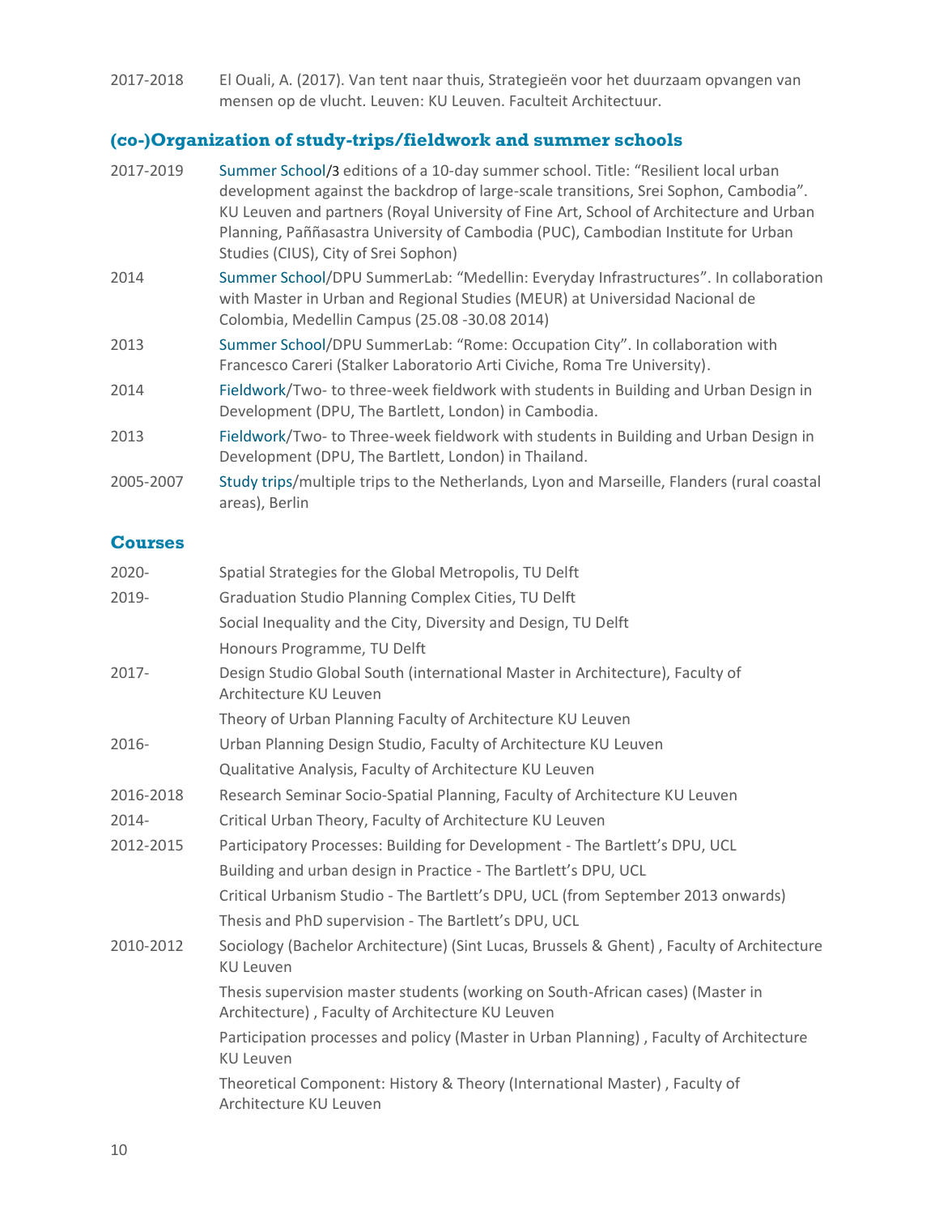| | |
|---|---|
| 2017-2018 | El Ouali, A. (2017). Van tent naar thuis, Strategieën voor het duurzaam opvangen van mensen op de vlucht. Leuven: KU Leuven. Faculteit Architectuur. |

## (co-)Organization of study-trips/fieldwork and summer schools

| | |
|---|---|
| 2017-2019 | Summer School/3 editions of a 10-day summer school. Title: "Resilient local urban development against the backdrop of large-scale transitions, Srei Sophon, Cambodia". KU Leuven and partners (Royal University of Fine Art, School of Architecture and Urban Planning, Paññasastra University of Cambodia (PUC), Cambodian Institute for Urban Studies (CIUS), City of Srei Sophon) |
| 2014 | Summer School/DPU SummerLab: "Medellin: Everyday Infrastructures". In collaboration with Master in Urban and Regional Studies (MEUR) at Universidad Nacional de Colombia, Medellin Campus (25.08 -30.08 2014) |
| 2013 | Summer School/DPU SummerLab: "Rome: Occupation City". In collaboration with Francesco Careri (Stalker Laboratorio Arti Civiche, Roma Tre University). |
| 2014 | Fieldwork/Two- to three-week fieldwork with students in Building and Urban Design in Development (DPU, The Bartlett, London) in Cambodia. |
| 2013 | Fieldwork/Two- to Three-week fieldwork with students in Building and Urban Design in Development (DPU, The Bartlett, London) in Thailand. |
| 2005-2007 | Study trips/multiple trips to the Netherlands, Lyon and Marseille, Flanders (rural coastal areas), Berlin |

## Courses

| | |
|---|---|
| 2020- | Spatial Strategies for the Global Metropolis, TU Delft |
| 2019- | Graduation Studio Planning Complex Cities, TU Delft |
| | Social Inequality and the City, Diversity and Design, TU Delft |
| | Honours Programme, TU Delft |
| 2017- | Design Studio Global South (international Master in Architecture), Faculty of Architecture KU Leuven |
| | Theory of Urban Planning Faculty of Architecture KU Leuven |
| 2016- | Urban Planning Design Studio, Faculty of Architecture KU Leuven |
| | Qualitative Analysis, Faculty of Architecture KU Leuven |
| 2016-2018 | Research Seminar Socio-Spatial Planning, Faculty of Architecture KU Leuven |
| 2014- | Critical Urban Theory, Faculty of Architecture KU Leuven |
| 2012-2015 | Participatory Processes: Building for Development - The Bartlett's DPU, UCL |
| | Building and urban design in Practice - The Bartlett's DPU, UCL |
| | Critical Urbanism Studio - The Bartlett's DPU, UCL (from September 2013 onwards) |
| | Thesis and PhD supervision - The Bartlett's DPU, UCL |
| 2010-2012 | Sociology (Bachelor Architecture) (Sint Lucas, Brussels & Ghent) , Faculty of Architecture KU Leuven |
| | Thesis supervision master students (working on South-African cases) (Master in Architecture) , Faculty of Architecture KU Leuven |
| | Participation processes and policy (Master in Urban Planning) , Faculty of Architecture KU Leuven |
| | Theoretical Component: History & Theory (International Master) , Faculty of Architecture KU Leuven |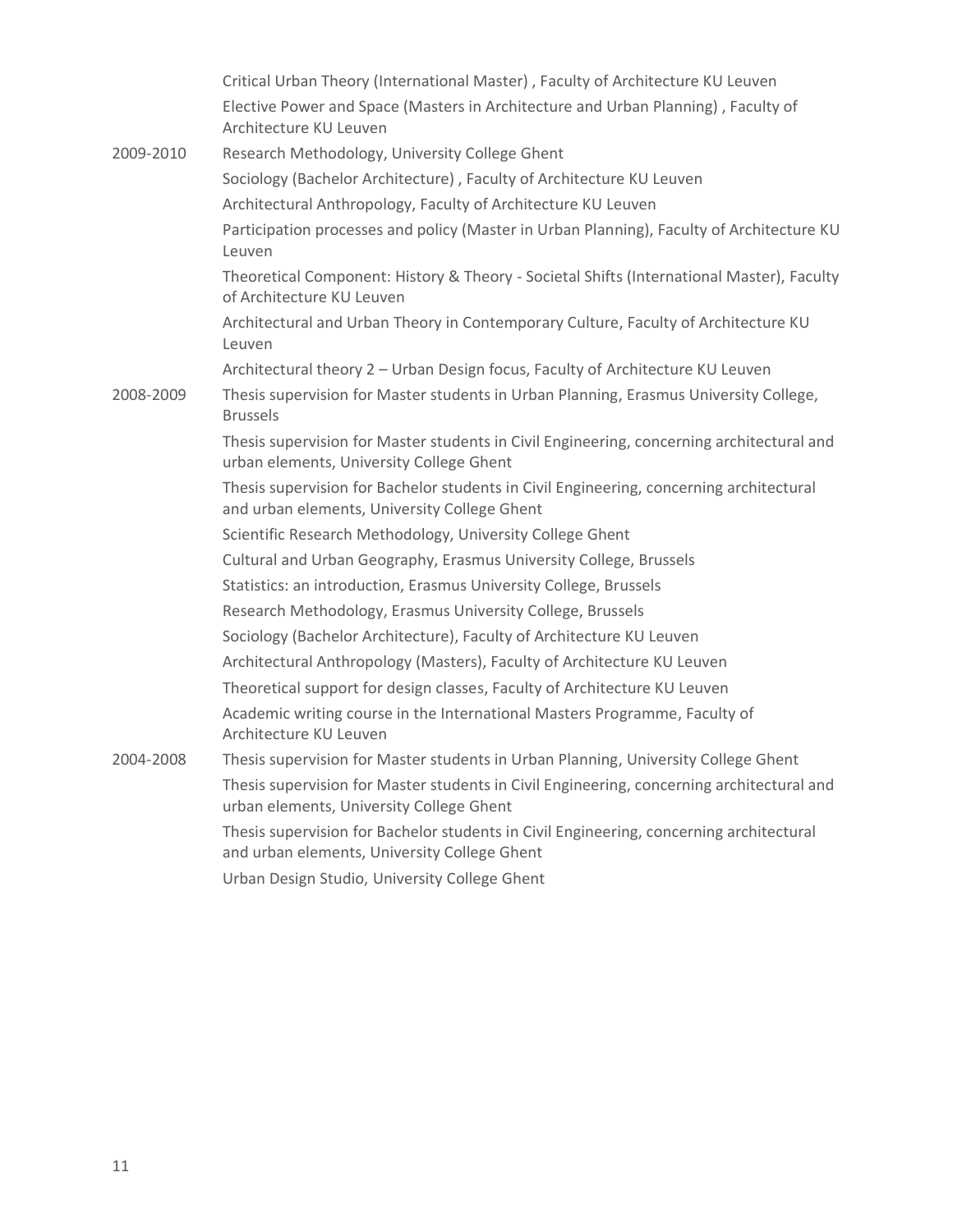Critical Urban Theory (International Master) , Faculty of Architecture KU Leuven

Elective Power and Space (Masters in Architecture and Urban Planning) , Faculty of Architecture KU Leuven

**2009-2010**

Research Methodology, University College Ghent

Sociology (Bachelor Architecture) , Faculty of Architecture KU Leuven

Architectural Anthropology, Faculty of Architecture KU Leuven

Participation processes and policy (Master in Urban Planning), Faculty of Architecture KU Leuven

Theoretical Component: History & Theory - Societal Shifts (International Master), Faculty of Architecture KU Leuven

Architectural and Urban Theory in Contemporary Culture, Faculty of Architecture KU Leuven

Architectural theory 2 – Urban Design focus, Faculty of Architecture KU Leuven

**2008-2009**

Thesis supervision for Master students in Urban Planning, Erasmus University College, Brussels

Thesis supervision for Master students in Civil Engineering, concerning architectural and urban elements, University College Ghent

Thesis supervision for Bachelor students in Civil Engineering, concerning architectural and urban elements, University College Ghent

Scientific Research Methodology, University College Ghent

Cultural and Urban Geography, Erasmus University College, Brussels

Statistics: an introduction, Erasmus University College, Brussels

Research Methodology, Erasmus University College, Brussels

Sociology (Bachelor Architecture), Faculty of Architecture KU Leuven

Architectural Anthropology (Masters), Faculty of Architecture KU Leuven

Theoretical support for design classes, Faculty of Architecture KU Leuven

Academic writing course in the International Masters Programme, Faculty of Architecture KU Leuven

**2004-2008**

Thesis supervision for Master students in Urban Planning, University College Ghent

Thesis supervision for Master students in Civil Engineering, concerning architectural and urban elements, University College Ghent

Thesis supervision for Bachelor students in Civil Engineering, concerning architectural and urban elements, University College Ghent

Urban Design Studio, University College Ghent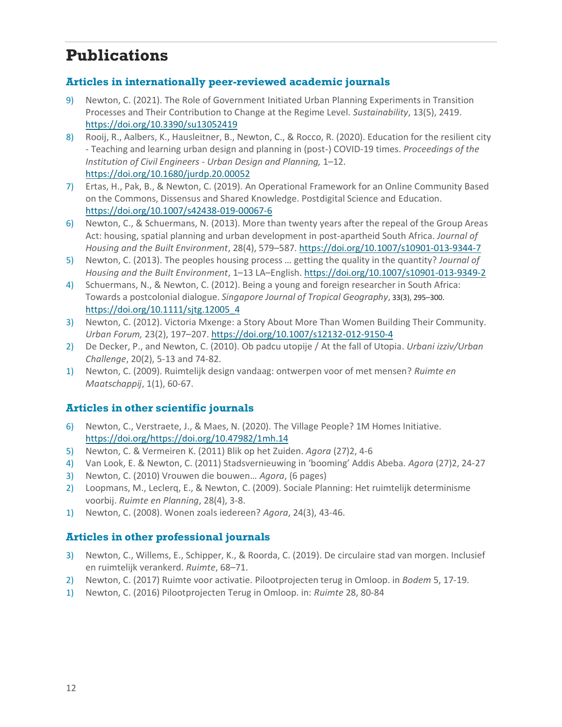# Publications

## Articles in internationally peer-reviewed academic journals

9) Newton, C. (2021). The Role of Government Initiated Urban Planning Experiments in Transition Processes and Their Contribution to Change at the Regime Level. *Sustainability*, 13(5), 2419. https://doi.org/10.3390/su13052419
8) Rooij, R., Aalbers, K., Hausleitner, B., Newton, C., & Rocco, R. (2020). Education for the resilient city - Teaching and learning urban design and planning in (post-) COVID-19 times. *Proceedings of the Institution of Civil Engineers - Urban Design and Planning,* 1–12. https://doi.org/10.1680/jurdp.20.00052
7) Ertas, H., Pak, B., & Newton, C. (2019). An Operational Framework for an Online Community Based on the Commons, Dissensus and Shared Knowledge. Postdigital Science and Education. https://doi.org/10.1007/s42438-019-00067-6
6) Newton, C., & Schuermans, N. (2013). More than twenty years after the repeal of the Group Areas Act: housing, spatial planning and urban development in post-apartheid South Africa. *Journal of Housing and the Built Environment*, 28(4), 579–587. https://doi.org/10.1007/s10901-013-9344-7
5) Newton, C. (2013). The peoples housing process … getting the quality in the quantity? *Journal of Housing and the Built Environment*, 1–13 LA–English. https://doi.org/10.1007/s10901-013-9349-2
4) Schuermans, N., & Newton, C. (2012). Being a young and foreign researcher in South Africa: Towards a postcolonial dialogue. *Singapore Journal of Tropical Geography*, 33(3), 295–300. https://doi.org/10.1111/sjtg.12005_4
3) Newton, C. (2012). Victoria Mxenge: a Story About More Than Women Building Their Community. *Urban Forum,* 23(2), 197–207. https://doi.org/10.1007/s12132-012-9150-4
2) De Decker, P., and Newton, C. (2010). Ob padcu utopije / At the fall of Utopia. *Urbani izziv/Urban Challenge*, 20(2), 5-13 and 74-82.
1) Newton, C. (2009). Ruimtelijk design vandaag: ontwerpen voor of met mensen? *Ruimte en Maatschappij*, 1(1), 60-67.

## Articles in other scientific journals

6) Newton, C., Verstraete, J., & Maes, N. (2020). The Village People? 1M Homes Initiative. https://doi.org/https://doi.org/10.47982/1mh.14
5) Newton, C. & Vermeiren K. (2011) Blik op het Zuiden. *Agora* (27)2, 4-6
4) Van Look, E. & Newton, C. (2011) Stadsvernieuwing in 'booming' Addis Abeba. *Agora* (27)2, 24-27
3) Newton, C. (2010) Vrouwen die bouwen… *Agora*, (6 pages)
2) Loopmans, M., Leclerq, E., & Newton, C. (2009). Sociale Planning: Het ruimtelijk determinisme voorbij. *Ruimte en Planning*, 28(4), 3-8.
1) Newton, C. (2008). Wonen zoals iedereen? *Agora*, 24(3), 43-46.

## Articles in other professional journals

3) Newton, C., Willems, E., Schipper, K., & Roorda, C. (2019). De circulaire stad van morgen. Inclusief en ruimtelijk verankerd. *Ruimte*, 68–71.
2) Newton, C. (2017) Ruimte voor activatie. Pilootprojecten terug in Omloop. in *Bodem* 5, 17-19.
1) Newton, C. (2016) Pilootprojecten Terug in Omloop. in: *Ruimte* 28, 80-84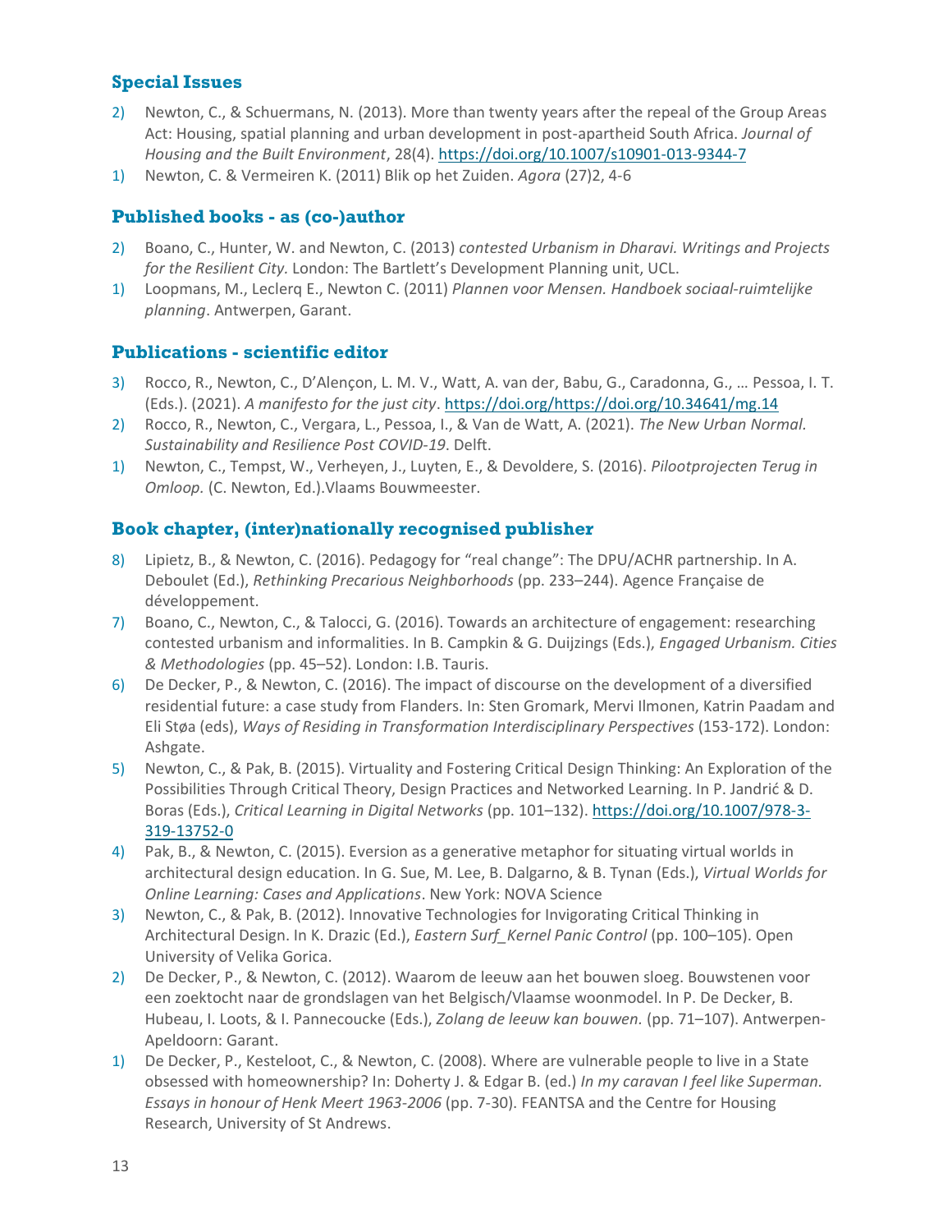## Special Issues

2) Newton, C., & Schuermans, N. (2013). More than twenty years after the repeal of the Group Areas Act: Housing, spatial planning and urban development in post-apartheid South Africa. *Journal of Housing and the Built Environment*, 28(4). https://doi.org/10.1007/s10901-013-9344-7
1) Newton, C. & Vermeiren K. (2011) Blik op het Zuiden. *Agora* (27)2, 4-6

## Published books - as (co-)author

2) Boano, C., Hunter, W. and Newton, C. (2013) *contested Urbanism in Dharavi. Writings and Projects for the Resilient City*. London: The Bartlett's Development Planning unit, UCL.
1) Loopmans, M., Leclerq E., Newton C. (2011) *Plannen voor Mensen. Handboek sociaal-ruimtelijke planning*. Antwerpen, Garant.

## Publications - scientific editor

3) Rocco, R., Newton, C., D'Alençon, L. M. V., Watt, A. van der, Babu, G., Caradonna, G., … Pessoa, I. T. (Eds.). (2021). *A manifesto for the just city*. https://doi.org/https://doi.org/10.34641/mg.14
2) Rocco, R., Newton, C., Vergara, L., Pessoa, I., & Van de Watt, A. (2021). *The New Urban Normal. Sustainability and Resilience Post COVID-19*. Delft.
1) Newton, C., Tempst, W., Verheyen, J., Luyten, E., & Devoldere, S. (2016). *Pilootprojecten Terug in Omloop.* (C. Newton, Ed.).Vlaams Bouwmeester.

## Book chapter, (inter)nationally recognised publisher

8) Lipietz, B., & Newton, C. (2016). Pedagogy for "real change": The DPU/ACHR partnership. In A. Deboulet (Ed.), *Rethinking Precarious Neighborhoods* (pp. 233–244). Agence Française de développement.
7) Boano, C., Newton, C., & Talocci, G. (2016). Towards an architecture of engagement: researching contested urbanism and informalities. In B. Campkin & G. Duijzings (Eds.), *Engaged Urbanism. Cities & Methodologies* (pp. 45–52). London: I.B. Tauris.
6) De Decker, P., & Newton, C. (2016). The impact of discourse on the development of a diversified residential future: a case study from Flanders. In: Sten Gromark, Mervi Ilmonen, Katrin Paadam and Eli Støa (eds), *Ways of Residing in Transformation Interdisciplinary Perspectives* (153-172). London: Ashgate.
5) Newton, C., & Pak, B. (2015). Virtuality and Fostering Critical Design Thinking: An Exploration of the Possibilities Through Critical Theory, Design Practices and Networked Learning. In P. Jandrić & D. Boras (Eds.), *Critical Learning in Digital Networks* (pp. 101–132). https://doi.org/10.1007/978-3-319-13752-0
4) Pak, B., & Newton, C. (2015). Eversion as a generative metaphor for situating virtual worlds in architectural design education. In G. Sue, M. Lee, B. Dalgarno, & B. Tynan (Eds.), *Virtual Worlds for Online Learning: Cases and Applications*. New York: NOVA Science
3) Newton, C., & Pak, B. (2012). Innovative Technologies for Invigorating Critical Thinking in Architectural Design. In K. Drazic (Ed.), *Eastern Surf_Kernel Panic Control* (pp. 100–105). Open University of Velika Gorica.
2) De Decker, P., & Newton, C. (2012). Waarom de leeuw aan het bouwen sloeg. Bouwstenen voor een zoektocht naar de grondslagen van het Belgisch/Vlaamse woonmodel. In P. De Decker, B. Hubeau, I. Loots, & I. Pannecoucke (Eds.), *Zolang de leeuw kan bouwen.* (pp. 71–107). Antwerpen-Apeldoorn: Garant.
1) De Decker, P., Kesteloot, C., & Newton, C. (2008). Where are vulnerable people to live in a State obsessed with homeownership? In: Doherty J. & Edgar B. (ed.) *In my caravan I feel like Superman. Essays in honour of Henk Meert 1963-2006* (pp. 7-30). FEANTSA and the Centre for Housing Research, University of St Andrews.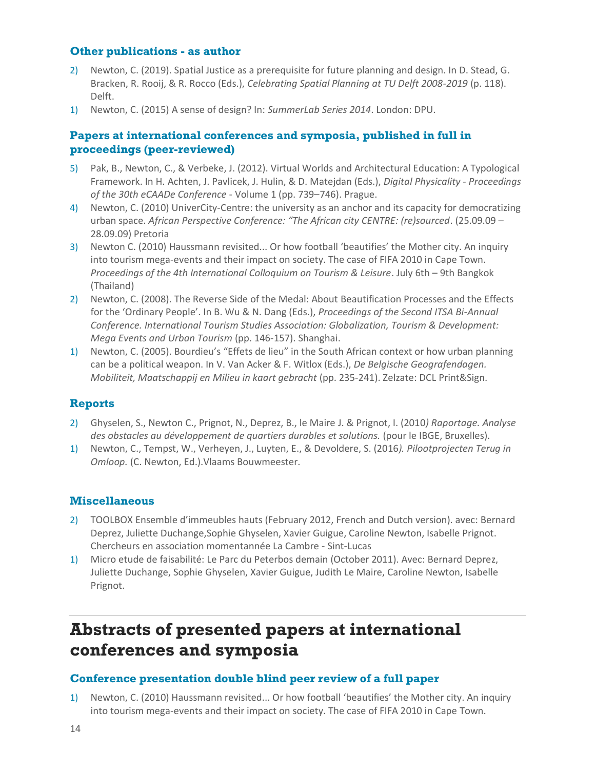### Other publications - as author

2) Newton, C. (2019). Spatial Justice as a prerequisite for future planning and design. In D. Stead, G. Bracken, R. Rooij, & R. Rocco (Eds.), *Celebrating Spatial Planning at TU Delft 2008-2019* (p. 118). Delft.
1) Newton, C. (2015) A sense of design? In: *SummerLab Series 2014*. London: DPU.

### Papers at international conferences and symposia, published in full in proceedings (peer-reviewed)

5) Pak, B., Newton, C., & Verbeke, J. (2012). Virtual Worlds and Architectural Education: A Typological Framework. In H. Achten, J. Pavlicek, J. Hulin, & D. Matejdan (Eds.), *Digital Physicality - Proceedings of the 30th eCAADe Conference* - Volume 1 (pp. 739–746). Prague.
4) Newton, C. (2010) UniverCity-Centre: the university as an anchor and its capacity for democratizing urban space. *African Perspective Conference: "The African city CENTRE: (re)sourced*. (25.09.09 – 28.09.09) Pretoria
3) Newton C. (2010) Haussmann revisited... Or how football 'beautifies' the Mother city. An inquiry into tourism mega-events and their impact on society. The case of FIFA 2010 in Cape Town. *Proceedings of the 4th International Colloquium on Tourism & Leisure*. July 6th – 9th Bangkok (Thailand)
2) Newton, C. (2008). The Reverse Side of the Medal: About Beautification Processes and the Effects for the 'Ordinary People'. In B. Wu & N. Dang (Eds.), *Proceedings of the Second ITSA Bi-Annual Conference. International Tourism Studies Association: Globalization, Tourism & Development: Mega Events and Urban Tourism* (pp. 146-157). Shanghai.
1) Newton, C. (2005). Bourdieu's "Effets de lieu" in the South African context or how urban planning can be a political weapon. In V. Van Acker & F. Witlox (Eds.), *De Belgische Geografendagen. Mobiliteit, Maatschappij en Milieu in kaart gebracht* (pp. 235-241). Zelzate: DCL Print&Sign.

### Reports

2) Ghyselen, S., Newton C., Prignot, N., Deprez, B., le Maire J. & Prignot, I. (2010*) Raportage. Analyse des obstacles au développement de quartiers durables et solutions.* (pour le IBGE, Bruxelles).
1) Newton, C., Tempst, W., Verheyen, J., Luyten, E., & Devoldere, S. (2016*). Pilootprojecten Terug in Omloop.* (C. Newton, Ed.).Vlaams Bouwmeester.

### Miscellaneous

2) TOOLBOX Ensemble d'immeubles hauts (February 2012, French and Dutch version). avec: Bernard Deprez, Juliette Duchange,Sophie Ghyselen, Xavier Guigue, Caroline Newton, Isabelle Prignot. Chercheurs en association momentannée La Cambre - Sint-Lucas
1) Micro etude de faisabilité: Le Parc du Peterbos demain (October 2011). Avec: Bernard Deprez, Juliette Duchange, Sophie Ghyselen, Xavier Guigue, Judith Le Maire, Caroline Newton, Isabelle Prignot.

---

## Abstracts of presented papers at international conferences and symposia

### Conference presentation double blind peer review of a full paper

1) Newton, C. (2010) Haussmann revisited... Or how football 'beautifies' the Mother city. An inquiry into tourism mega-events and their impact on society. The case of FIFA 2010 in Cape Town.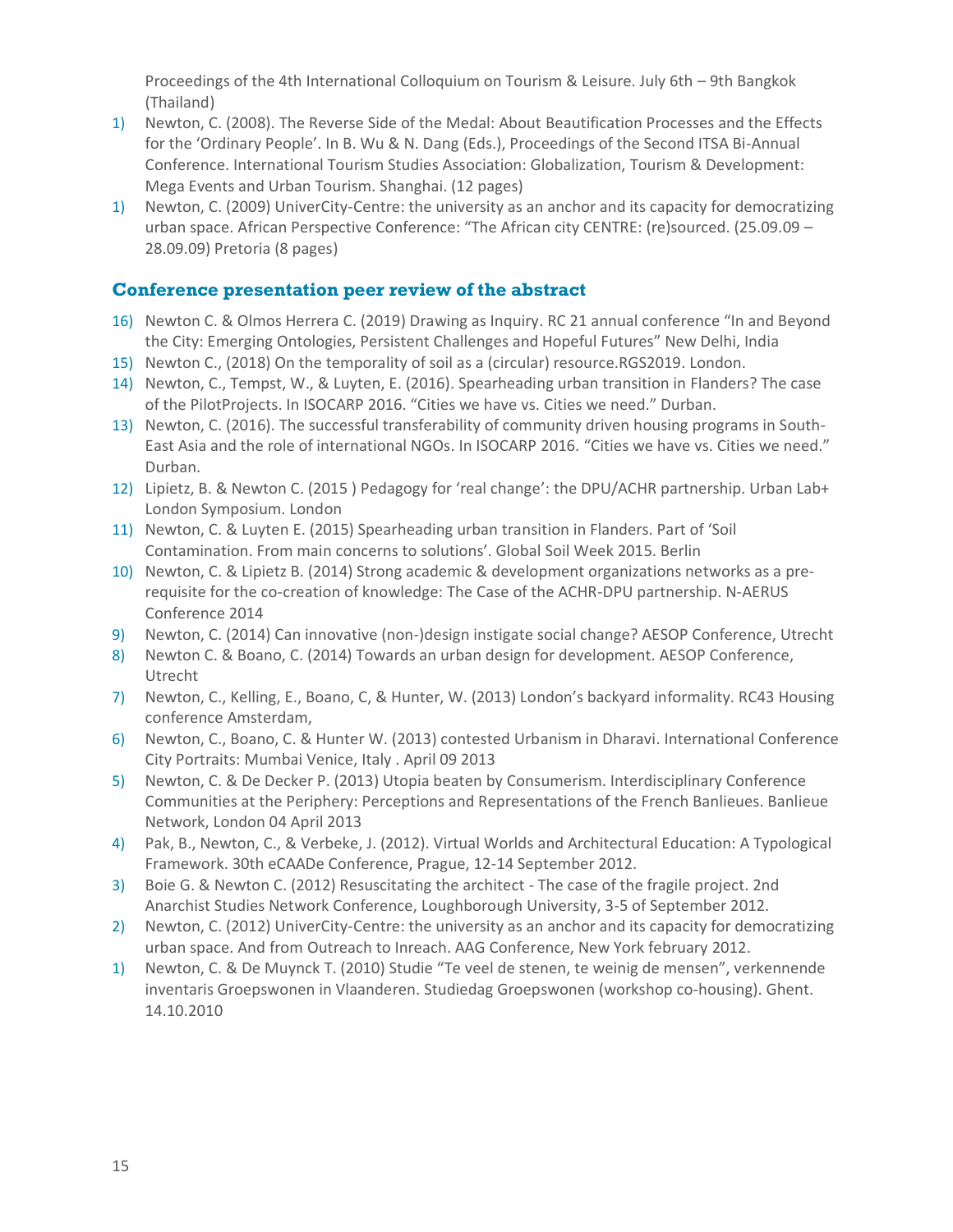Proceedings of the 4th International Colloquium on Tourism & Leisure. July 6th – 9th Bangkok (Thailand)

1) Newton, C. (2008). The Reverse Side of the Medal: About Beautification Processes and the Effects for the 'Ordinary People'. In B. Wu & N. Dang (Eds.), Proceedings of the Second ITSA Bi-Annual Conference. International Tourism Studies Association: Globalization, Tourism & Development: Mega Events and Urban Tourism. Shanghai. (12 pages)
1) Newton, C. (2009) UniverCity-Centre: the university as an anchor and its capacity for democratizing urban space. African Perspective Conference: "The African city CENTRE: (re)sourced. (25.09.09 – 28.09.09) Pretoria (8 pages)

## Conference presentation peer review of the abstract

16) Newton C. & Olmos Herrera C. (2019) Drawing as Inquiry. RC 21 annual conference "In and Beyond the City: Emerging Ontologies, Persistent Challenges and Hopeful Futures" New Delhi, India
15) Newton C., (2018) On the temporality of soil as a (circular) resource.RGS2019. London.
14) Newton, C., Tempst, W., & Luyten, E. (2016). Spearheading urban transition in Flanders? The case of the PilotProjects. In ISOCARP 2016. "Cities we have vs. Cities we need." Durban.
13) Newton, C. (2016). The successful transferability of community driven housing programs in South-East Asia and the role of international NGOs. In ISOCARP 2016. "Cities we have vs. Cities we need." Durban.
12) Lipietz, B. & Newton C. (2015 ) Pedagogy for 'real change': the DPU/ACHR partnership. Urban Lab+ London Symposium. London
11) Newton, C. & Luyten E. (2015) Spearheading urban transition in Flanders. Part of 'Soil Contamination. From main concerns to solutions'. Global Soil Week 2015. Berlin
10) Newton, C. & Lipietz B. (2014) Strong academic & development organizations networks as a pre-requisite for the co-creation of knowledge: The Case of the ACHR-DPU partnership. N-AERUS Conference 2014
9) Newton, C. (2014) Can innovative (non-)design instigate social change? AESOP Conference, Utrecht
8) Newton C. & Boano, C. (2014) Towards an urban design for development. AESOP Conference, Utrecht
7) Newton, C., Kelling, E., Boano, C, & Hunter, W. (2013) London's backyard informality. RC43 Housing conference Amsterdam,
6) Newton, C., Boano, C. & Hunter W. (2013) contested Urbanism in Dharavi. International Conference City Portraits: Mumbai Venice, Italy . April 09 2013
5) Newton, C. & De Decker P. (2013) Utopia beaten by Consumerism. Interdisciplinary Conference Communities at the Periphery: Perceptions and Representations of the French Banlieues. Banlieue Network, London 04 April 2013
4) Pak, B., Newton, C., & Verbeke, J. (2012). Virtual Worlds and Architectural Education: A Typological Framework. 30th eCAADe Conference, Prague, 12-14 September 2012.
3) Boie G. & Newton C. (2012) Resuscitating the architect - The case of the fragile project. 2nd Anarchist Studies Network Conference, Loughborough University, 3-5 of September 2012.
2) Newton, C. (2012) UniverCity-Centre: the university as an anchor and its capacity for democratizing urban space. And from Outreach to Inreach. AAG Conference, New York february 2012.
1) Newton, C. & De Muynck T. (2010) Studie "Te veel de stenen, te weinig de mensen", verkennende inventaris Groepswonen in Vlaanderen. Studiedag Groepswonen (workshop co-housing). Ghent. 14.10.2010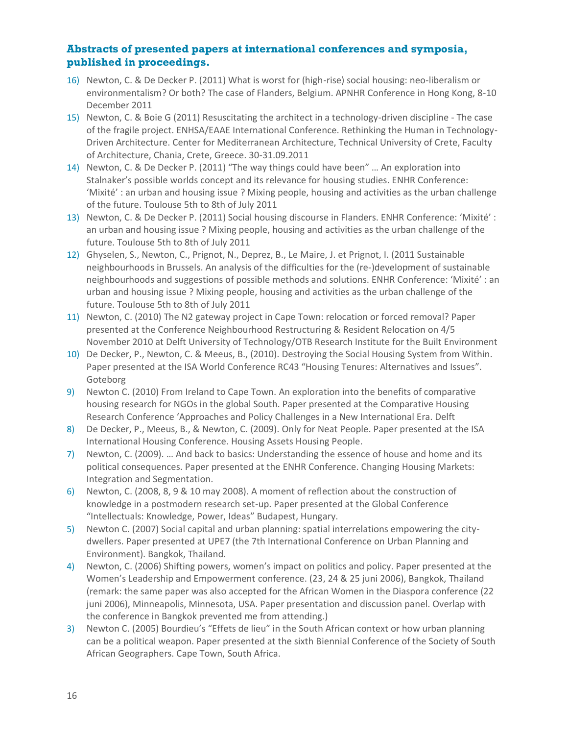## Abstracts of presented papers at international conferences and symposia, published in proceedings.

16) Newton, C. & De Decker P. (2011) What is worst for (high-rise) social housing: neo-liberalism or environmentalism? Or both? The case of Flanders, Belgium. APNHR Conference in Hong Kong, 8-10 December 2011

15) Newton, C. & Boie G (2011) Resuscitating the architect in a technology-driven discipline - The case of the fragile project. ENHSA/EAAE International Conference. Rethinking the Human in Technology-Driven Architecture. Center for Mediterranean Architecture, Technical University of Crete, Faculty of Architecture, Chania, Crete, Greece. 30-31.09.2011

14) Newton, C. & De Decker P. (2011) "The way things could have been" … An exploration into Stalnaker's possible worlds concept and its relevance for housing studies. ENHR Conference: 'Mixité' : an urban and housing issue ? Mixing people, housing and activities as the urban challenge of the future. Toulouse 5th to 8th of July 2011

13) Newton, C. & De Decker P. (2011) Social housing discourse in Flanders. ENHR Conference: 'Mixité' : an urban and housing issue ? Mixing people, housing and activities as the urban challenge of the future. Toulouse 5th to 8th of July 2011

12) Ghyselen, S., Newton, C., Prignot, N., Deprez, B., Le Maire, J. et Prignot, I. (2011 Sustainable neighbourhoods in Brussels. An analysis of the difficulties for the (re-)development of sustainable neighbourhoods and suggestions of possible methods and solutions. ENHR Conference: 'Mixité' : an urban and housing issue ? Mixing people, housing and activities as the urban challenge of the future. Toulouse 5th to 8th of July 2011

11) Newton, C. (2010) The N2 gateway project in Cape Town: relocation or forced removal? Paper presented at the Conference Neighbourhood Restructuring & Resident Relocation on 4/5 November 2010 at Delft University of Technology/OTB Research Institute for the Built Environment

10) De Decker, P., Newton, C. & Meeus, B., (2010). Destroying the Social Housing System from Within. Paper presented at the ISA World Conference RC43 "Housing Tenures: Alternatives and Issues". Goteborg

9) Newton C. (2010) From Ireland to Cape Town. An exploration into the benefits of comparative housing research for NGOs in the global South. Paper presented at the Comparative Housing Research Conference 'Approaches and Policy Challenges in a New International Era. Delft

8) De Decker, P., Meeus, B., & Newton, C. (2009). Only for Neat People. Paper presented at the ISA International Housing Conference. Housing Assets Housing People.

7) Newton, C. (2009). … And back to basics: Understanding the essence of house and home and its political consequences. Paper presented at the ENHR Conference. Changing Housing Markets: Integration and Segmentation.

6) Newton, C. (2008, 8, 9 & 10 may 2008). A moment of reflection about the construction of knowledge in a postmodern research set-up. Paper presented at the Global Conference "Intellectuals: Knowledge, Power, Ideas" Budapest, Hungary.

5) Newton C. (2007) Social capital and urban planning: spatial interrelations empowering the city-dwellers. Paper presented at UPE7 (the 7th International Conference on Urban Planning and Environment). Bangkok, Thailand.

4) Newton, C. (2006) Shifting powers, women's impact on politics and policy. Paper presented at the Women's Leadership and Empowerment conference. (23, 24 & 25 juni 2006), Bangkok, Thailand (remark: the same paper was also accepted for the African Women in the Diaspora conference (22 juni 2006), Minneapolis, Minnesota, USA. Paper presentation and discussion panel. Overlap with the conference in Bangkok prevented me from attending.)

3) Newton C. (2005) Bourdieu's "Effets de lieu" in the South African context or how urban planning can be a political weapon. Paper presented at the sixth Biennial Conference of the Society of South African Geographers. Cape Town, South Africa.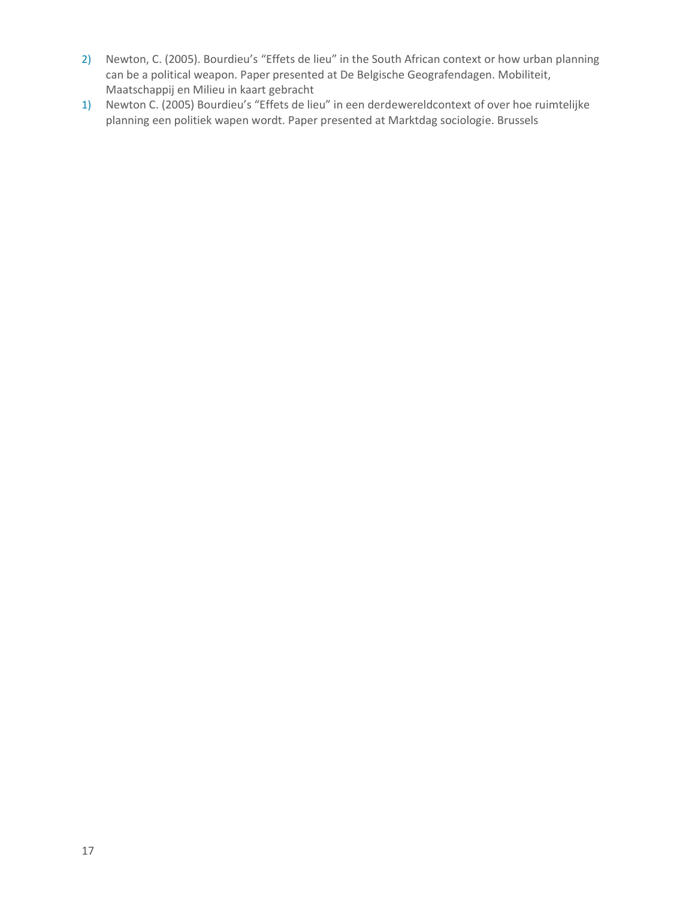2) Newton, C. (2005). Bourdieu's "Effets de lieu" in the South African context or how urban planning can be a political weapon. Paper presented at De Belgische Geografendagen. Mobiliteit, Maatschappij en Milieu in kaart gebracht
1) Newton C. (2005) Bourdieu's "Effets de lieu" in een derdewereldcontext of over hoe ruimtelijke planning een politiek wapen wordt. Paper presented at Marktdag sociologie. Brussels